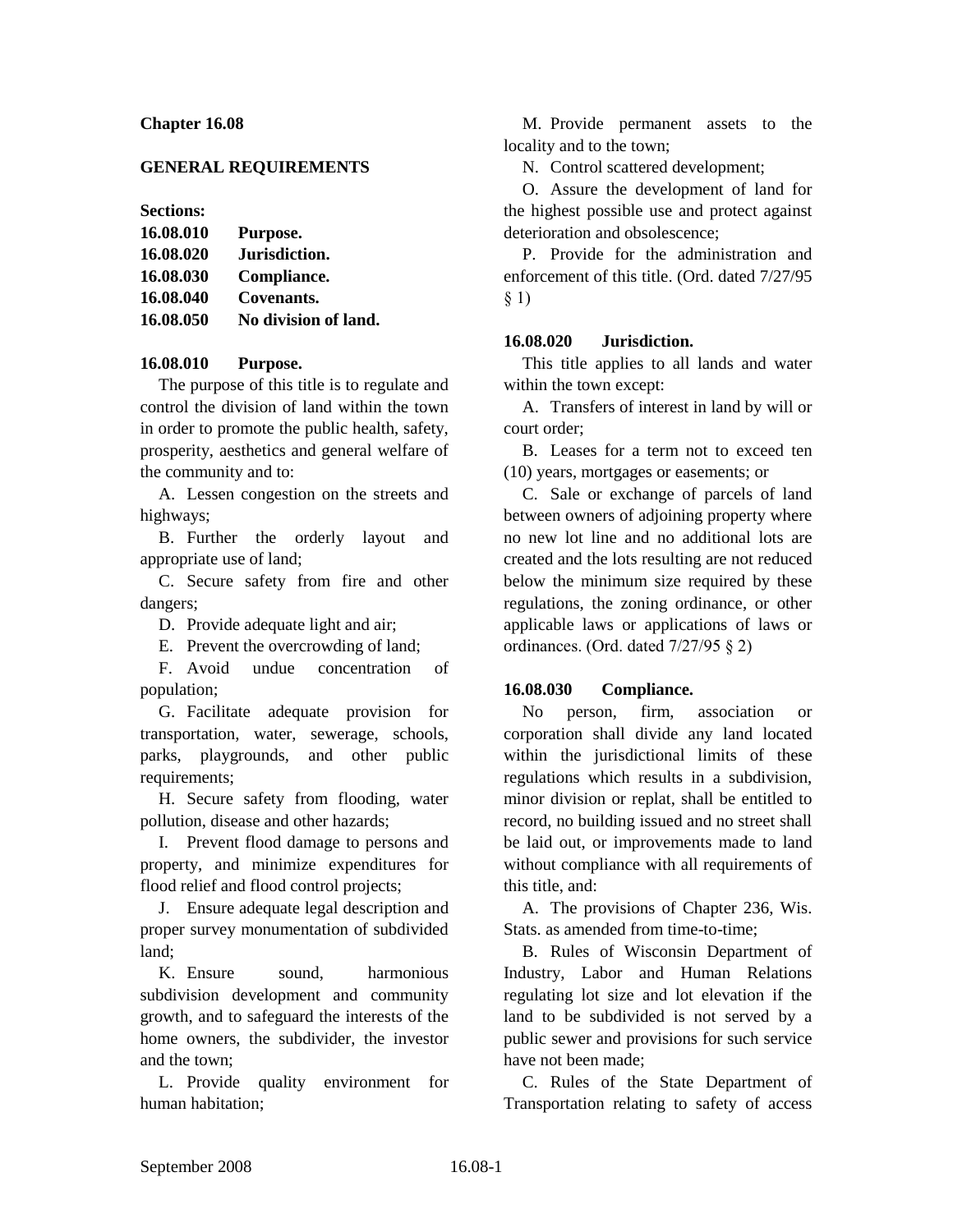# Chapter 16.08

## GENERAL REQUIREMENTS

**Sections:**

| | |
|---|---|
| **16.08.010** | **Purpose.** |
| **16.08.020** | **Jurisdiction.** |
| **16.08.030** | **Compliance.** |
| **16.08.040** | **Covenants.** |
| **16.08.050** | **No division of land.** |

### 16.08.010 Purpose.

The purpose of this title is to regulate and control the division of land within the town in order to promote the public health, safety, prosperity, aesthetics and general welfare of the community and to:

A. Lessen congestion on the streets and highways;

B. Further the orderly layout and appropriate use of land;

C. Secure safety from fire and other dangers;

D. Provide adequate light and air;

E. Prevent the overcrowding of land;

F. Avoid undue concentration of population;

G. Facilitate adequate provision for transportation, water, sewerage, schools, parks, playgrounds, and other public requirements;

H. Secure safety from flooding, water pollution, disease and other hazards;

I. Prevent flood damage to persons and property, and minimize expenditures for flood relief and flood control projects;

J. Ensure adequate legal description and proper survey monumentation of subdivided land;

K. Ensure sound, harmonious subdivision development and community growth, and to safeguard the interests of the home owners, the subdivider, the investor and the town;

L. Provide quality environment for human habitation;

M. Provide permanent assets to the locality and to the town;

N. Control scattered development;

O. Assure the development of land for the highest possible use and protect against deterioration and obsolescence;

P. Provide for the administration and enforcement of this title. (Ord. dated 7/27/95 § 1)

### 16.08.020 Jurisdiction.

This title applies to all lands and water within the town except:

A. Transfers of interest in land by will or court order;

B. Leases for a term not to exceed ten (10) years, mortgages or easements; or

C. Sale or exchange of parcels of land between owners of adjoining property where no new lot line and no additional lots are created and the lots resulting are not reduced below the minimum size required by these regulations, the zoning ordinance, or other applicable laws or applications of laws or ordinances. (Ord. dated 7/27/95 § 2)

### 16.08.030 Compliance.

No person, firm, association or corporation shall divide any land located within the jurisdictional limits of these regulations which results in a subdivision, minor division or replat, shall be entitled to record, no building issued and no street shall be laid out, or improvements made to land without compliance with all requirements of this title, and:

A. The provisions of Chapter 236, Wis. Stats. as amended from time-to-time;

B. Rules of Wisconsin Department of Industry, Labor and Human Relations regulating lot size and lot elevation if the land to be subdivided is not served by a public sewer and provisions for such service have not been made;

C. Rules of the State Department of Transportation relating to safety of access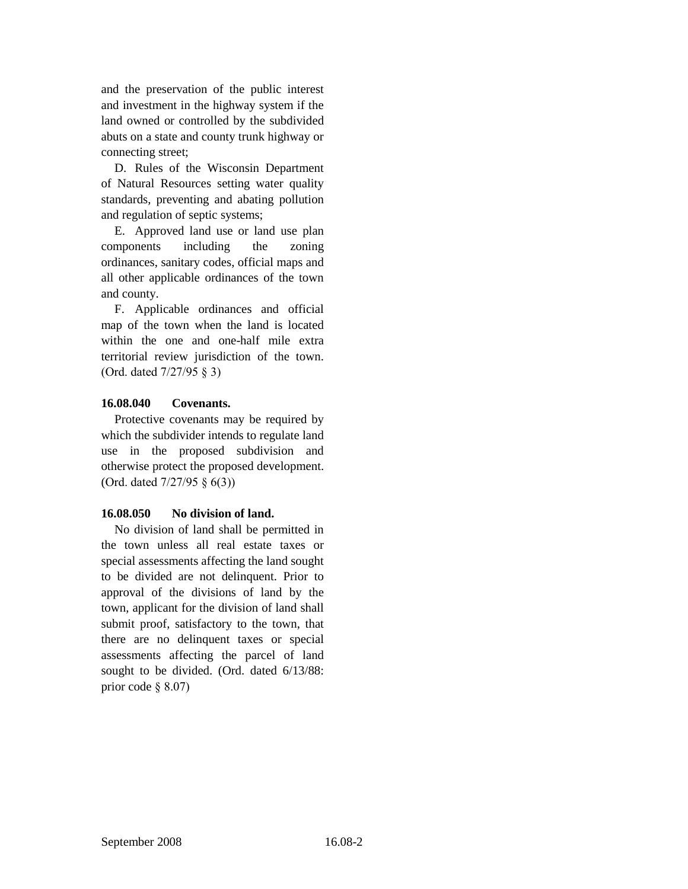and the preservation of the public interest and investment in the highway system if the land owned or controlled by the subdivided abuts on a state and county trunk highway or connecting street;

D. Rules of the Wisconsin Department of Natural Resources setting water quality standards, preventing and abating pollution and regulation of septic systems;

E. Approved land use or land use plan components including the zoning ordinances, sanitary codes, official maps and all other applicable ordinances of the town and county.

F. Applicable ordinances and official map of the town when the land is located within the one and one-half mile extra territorial review jurisdiction of the town. (Ord. dated 7/27/95 § 3)

**16.08.040 Covenants.**

Protective covenants may be required by which the subdivider intends to regulate land use in the proposed subdivision and otherwise protect the proposed development. (Ord. dated 7/27/95 § 6(3))

**16.08.050 No division of land.**

No division of land shall be permitted in the town unless all real estate taxes or special assessments affecting the land sought to be divided are not delinquent. Prior to approval of the divisions of land by the town, applicant for the division of land shall submit proof, satisfactory to the town, that there are no delinquent taxes or special assessments affecting the parcel of land sought to be divided. (Ord. dated 6/13/88: prior code § 8.07)